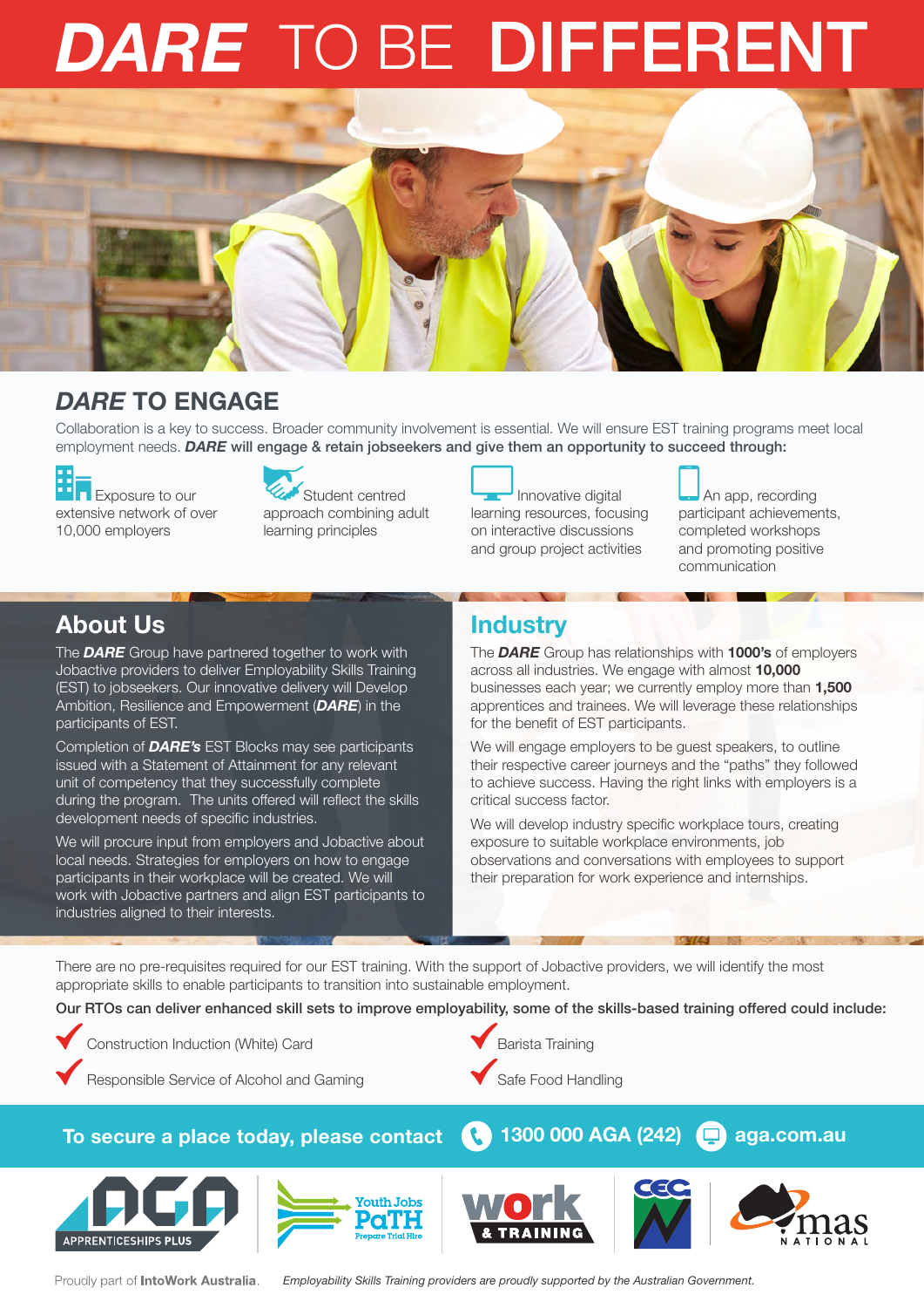# ***DARE*** TO BE **DIFFERENT**

## ***DARE*** TO ENGAGE

Collaboration is a key to success. Broader community involvement is essential. We will ensure EST training programs meet local employment needs. ***DARE*** **will engage & retain jobseekers and give them an opportunity to succeed through:**

- Exposure to our extensive network of over 10,000 employers
- Student centred approach combining adult learning principles
- Innovative digital learning resources, focusing on interactive discussions and group project activities
- An app, recording participant achievements, completed workshops and promoting positive communication

## About Us

The ***DARE*** Group have partnered together to work with Jobactive providers to deliver Employability Skills Training (EST) to jobseekers. Our innovative delivery will Develop Ambition, Resilience and Empowerment (***DARE***) in the participants of EST.

Completion of ***DARE's*** EST Blocks may see participants issued with a Statement of Attainment for any relevant unit of competency that they successfully complete during the program. The units offered will reflect the skills development needs of specific industries.

We will procure input from employers and Jobactive about local needs. Strategies for employers on how to engage participants in their workplace will be created. We will work with Jobactive partners and align EST participants to industries aligned to their interests.

## Industry

The ***DARE*** Group has relationships with **1000's** of employers across all industries. We engage with almost **10,000** businesses each year; we currently employ more than **1,500** apprentices and trainees. We will leverage these relationships for the benefit of EST participants.

We will engage employers to be guest speakers, to outline their respective career journeys and the "paths" they followed to achieve success. Having the right links with employers is a critical success factor.

We will develop industry specific workplace tours, creating exposure to suitable workplace environments, job observations and conversations with employees to support their preparation for work experience and internships.

There are no pre-requisites required for our EST training. With the support of Jobactive providers, we will identify the most appropriate skills to enable participants to transition into sustainable employment.

**Our RTOs can deliver enhanced skill sets to improve employability, some of the skills-based training offered could include:**

- ✔ Construction Induction (White) Card
- ✔ Responsible Service of Alcohol and Gaming
- ✔ Barista Training
- ✔ Safe Food Handling

**To secure a place today, please contact** **1300 000 AGA (242)** **aga.com.au**

AGA APPRENTICESHIPS PLUS | Youth Jobs PaTH Prepare Trial Hire | work & TRAINING | CEC | mas NATIONAL

Proudly part of **IntoWork Australia**. *Employability Skills Training providers are proudly supported by the Australian Government.*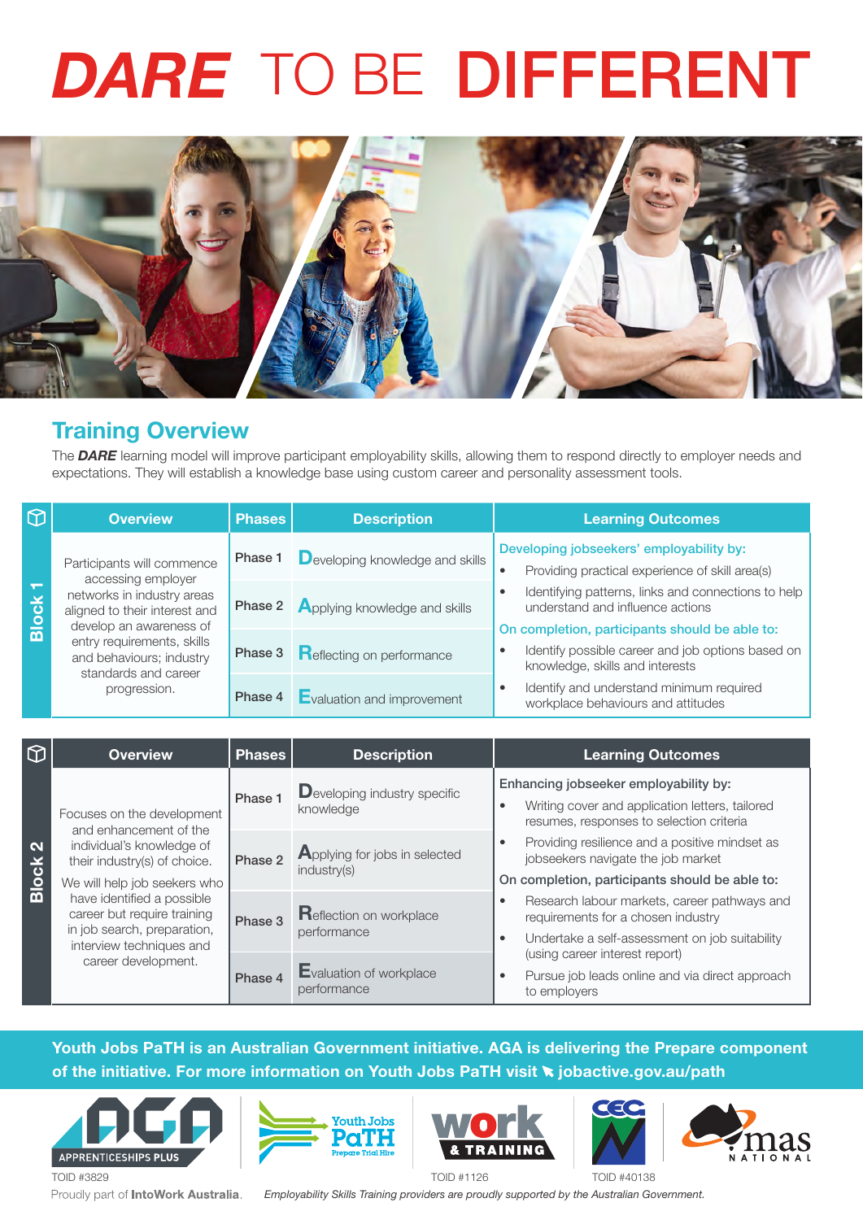# *DARE* TO BE DIFFERENT

## Training Overview

The ***DARE*** learning model will improve participant employability skills, allowing them to respond directly to employer needs and expectations. They will establish a knowledge base using custom career and personality assessment tools.

| | Overview | Phases | Description | Learning Outcomes |
|---|---|---|---|---|
| Block 1 | Participants will commence accessing employer networks in industry areas aligned to their interest and develop an awareness of entry requirements, skills and behaviours; industry standards and career progression. | Phase 1 | **D**eveloping knowledge and skills | Developing jobseekers' employability by:<br>• Providing practical experience of skill area(s)<br>• Identifying patterns, links and connections to help understand and influence actions |
| | | Phase 2 | **A**pplying knowledge and skills | |
| | | Phase 3 | **R**eflecting on performance | On completion, participants should be able to:<br>• Identify possible career and job options based on knowledge, skills and interests |
| | | Phase 4 | **E**valuation and improvement | • Identify and understand minimum required workplace behaviours and attitudes |

| | Overview | Phases | Description | Learning Outcomes |
|---|---|---|---|---|
| Block 2 | Focuses on the development and enhancement of the individual's knowledge of their industry(s) of choice.<br>We will help job seekers who have identified a possible career but require training in job search, preparation, interview techniques and career development. | Phase 1 | **D**eveloping industry specific knowledge | Enhancing jobseeker employability by:<br>• Writing cover and application letters, tailored resumes, responses to selection criteria |
| | | Phase 2 | **A**pplying for jobs in selected industry(s) | • Providing resilience and a positive mindset as jobseekers navigate the job market<br>On completion, participants should be able to: |
| | | Phase 3 | **R**eflection on workplace performance | • Research labour markets, career pathways and requirements for a chosen industry<br>• Undertake a self-assessment on job suitability (using career interest report) |
| | | Phase 4 | **E**valuation of workplace performance | • Pursue job leads online and via direct approach to employers |

**Youth Jobs PaTH is an Australian Government initiative. AGA is delivering the Prepare component of the initiative. For more information on Youth Jobs PaTH visit jobactive.gov.au/path**

AGA APPRENTICESHIPS PLUS — TOID #3829

Youth Jobs PaTH — Prepare Trial Hire

work & TRAINING — TOID #1126

CEC — TOID #40138

mas NATIONAL

Proudly part of **IntoWork Australia**.

*Employability Skills Training providers are proudly supported by the Australian Government.*